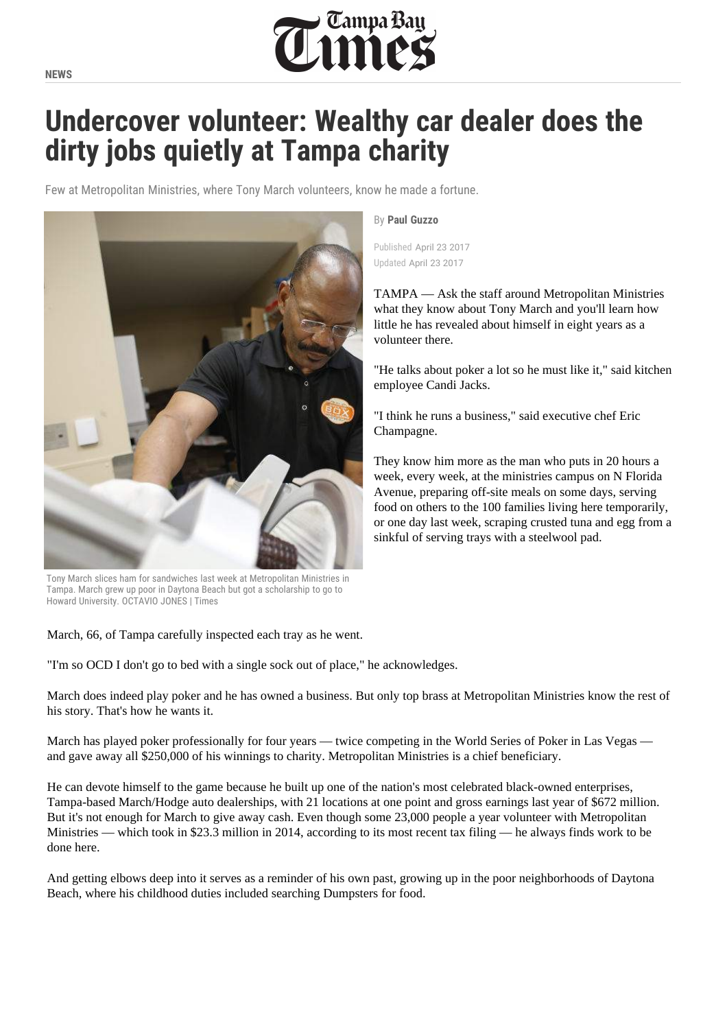NEWS

# Undercover volunteer: Wealthy car dealer does the dirty jobs quietly at Tampa charity

Few at Metropolitan Ministries, where Tony March volunteers, know he made a fortune.

Tony March slices ham for sandwiches last week at Metropolitan Ministries in Tampa. March grew up poor in Daytona Beach but got a scholarship to go to Howard University. OCTAVIO JONES | Times

By **Paul Guzzo**

Published April 23 2017
Updated April 23 2017

TAMPA — Ask the staff around Metropolitan Ministries what they know about Tony March and you'll learn how little he has revealed about himself in eight years as a volunteer there.

"He talks about poker a lot so he must like it," said kitchen employee Candi Jacks.

"I think he runs a business," said executive chef Eric Champagne.

They know him more as the man who puts in 20 hours a week, every week, at the ministries campus on N Florida Avenue, preparing off-site meals on some days, serving food on others to the 100 families living here temporarily, or one day last week, scraping crusted tuna and egg from a sinkful of serving trays with a steelwool pad.

March, 66, of Tampa carefully inspected each tray as he went.

"I'm so OCD I don't go to bed with a single sock out of place," he acknowledges.

March does indeed play poker and he has owned a business. But only top brass at Metropolitan Ministries know the rest of his story. That's how he wants it.

March has played poker professionally for four years — twice competing in the World Series of Poker in Las Vegas — and gave away all $250,000 of his winnings to charity. Metropolitan Ministries is a chief beneficiary.

He can devote himself to the game because he built up one of the nation's most celebrated black-owned enterprises, Tampa-based March/Hodge auto dealerships, with 21 locations at one point and gross earnings last year of $672 million. But it's not enough for March to give away cash. Even though some 23,000 people a year volunteer with Metropolitan Ministries — which took in $23.3 million in 2014, according to its most recent tax filing — he always finds work to be done here.

And getting elbows deep into it serves as a reminder of his own past, growing up in the poor neighborhoods of Daytona Beach, where his childhood duties included searching Dumpsters for food.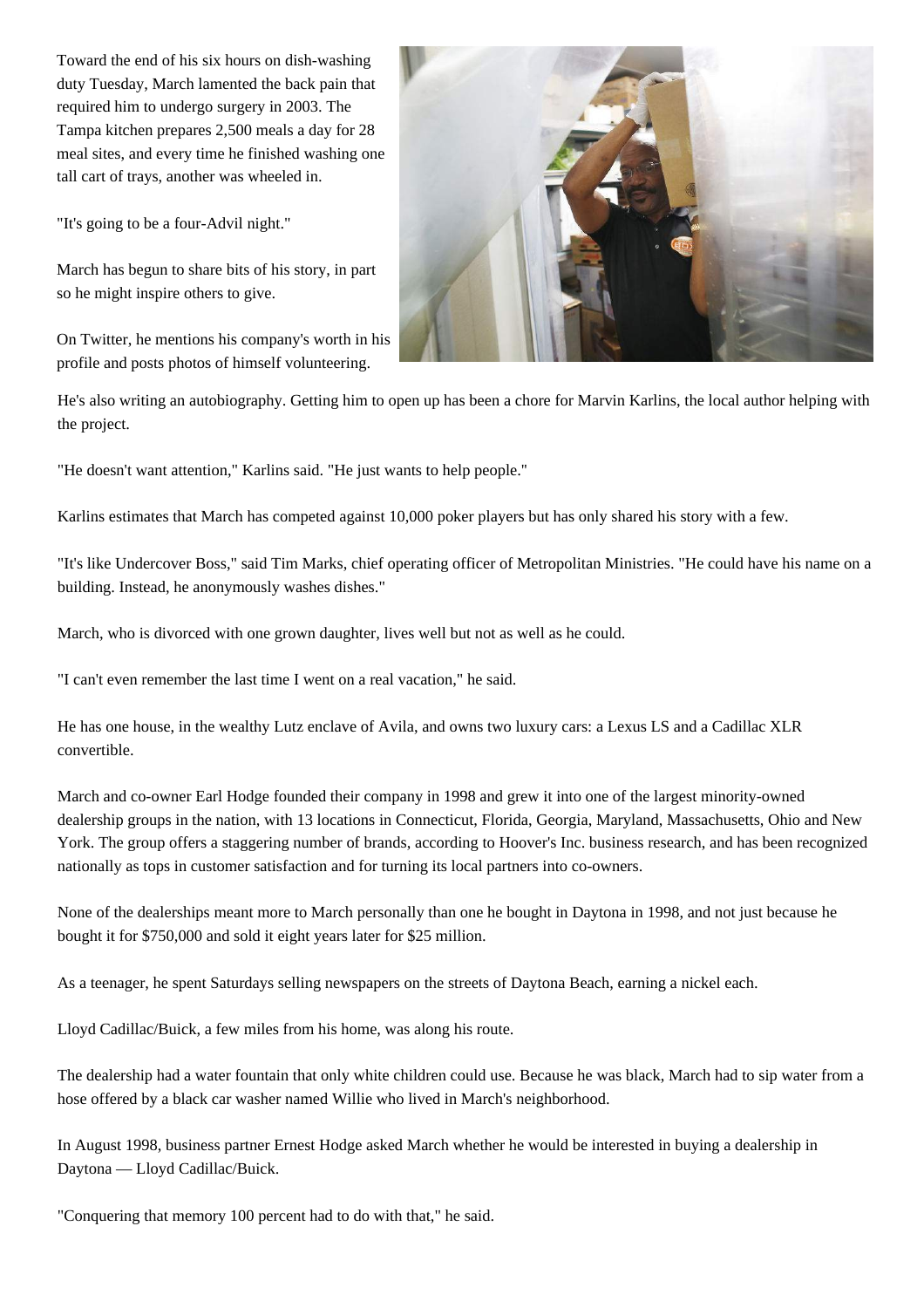Toward the end of his six hours on dish-washing duty Tuesday, March lamented the back pain that required him to undergo surgery in 2003. The Tampa kitchen prepares 2,500 meals a day for 28 meal sites, and every time he finished washing one tall cart of trays, another was wheeled in.

"It's going to be a four-Advil night."

March has begun to share bits of his story, in part so he might inspire others to give.

On Twitter, he mentions his company's worth in his profile and posts photos of himself volunteering.

He's also writing an autobiography. Getting him to open up has been a chore for Marvin Karlins, the local author helping with the project.

"He doesn't want attention," Karlins said. "He just wants to help people."

Karlins estimates that March has competed against 10,000 poker players but has only shared his story with a few.

"It's like Undercover Boss," said Tim Marks, chief operating officer of Metropolitan Ministries. "He could have his name on a building. Instead, he anonymously washes dishes."

March, who is divorced with one grown daughter, lives well but not as well as he could.

"I can't even remember the last time I went on a real vacation," he said.

He has one house, in the wealthy Lutz enclave of Avila, and owns two luxury cars: a Lexus LS and a Cadillac XLR convertible.

March and co-owner Earl Hodge founded their company in 1998 and grew it into one of the largest minority-owned dealership groups in the nation, with 13 locations in Connecticut, Florida, Georgia, Maryland, Massachusetts, Ohio and New York. The group offers a staggering number of brands, according to Hoover's Inc. business research, and has been recognized nationally as tops in customer satisfaction and for turning its local partners into co-owners.

None of the dealerships meant more to March personally than one he bought in Daytona in 1998, and not just because he bought it for $750,000 and sold it eight years later for $25 million.

As a teenager, he spent Saturdays selling newspapers on the streets of Daytona Beach, earning a nickel each.

Lloyd Cadillac/Buick, a few miles from his home, was along his route.

The dealership had a water fountain that only white children could use. Because he was black, March had to sip water from a hose offered by a black car washer named Willie who lived in March's neighborhood.

In August 1998, business partner Ernest Hodge asked March whether he would be interested in buying a dealership in Daytona — Lloyd Cadillac/Buick.

"Conquering that memory 100 percent had to do with that," he said.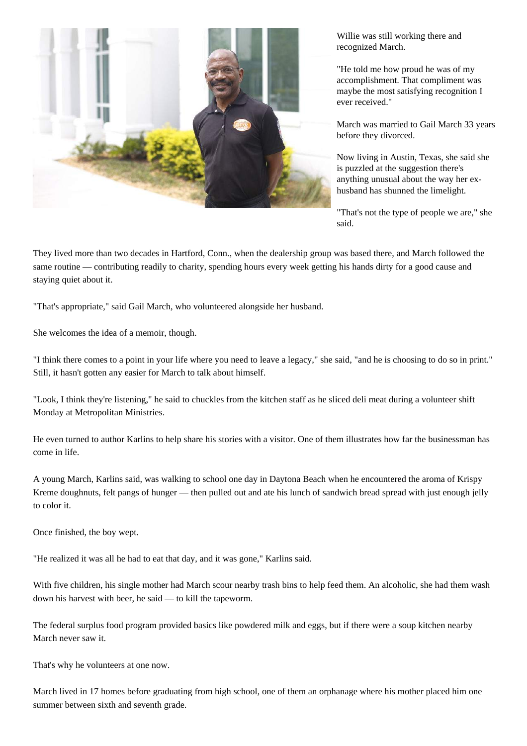Willie was still working there and recognized March.

"He told me how proud he was of my accomplishment. That compliment was maybe the most satisfying recognition I ever received."

March was married to Gail March 33 years before they divorced.

Now living in Austin, Texas, she said she is puzzled at the suggestion there's anything unusual about the way her ex-husband has shunned the limelight.

"That's not the type of people we are," she said.

They lived more than two decades in Hartford, Conn., when the dealership group was based there, and March followed the same routine — contributing readily to charity, spending hours every week getting his hands dirty for a good cause and staying quiet about it.

"That's appropriate," said Gail March, who volunteered alongside her husband.

She welcomes the idea of a memoir, though.

"I think there comes to a point in your life where you need to leave a legacy," she said, "and he is choosing to do so in print." Still, it hasn't gotten any easier for March to talk about himself.

"Look, I think they're listening," he said to chuckles from the kitchen staff as he sliced deli meat during a volunteer shift Monday at Metropolitan Ministries.

He even turned to author Karlins to help share his stories with a visitor. One of them illustrates how far the businessman has come in life.

A young March, Karlins said, was walking to school one day in Daytona Beach when he encountered the aroma of Krispy Kreme doughnuts, felt pangs of hunger — then pulled out and ate his lunch of sandwich bread spread with just enough jelly to color it.

Once finished, the boy wept.

"He realized it was all he had to eat that day, and it was gone," Karlins said.

With five children, his single mother had March scour nearby trash bins to help feed them. An alcoholic, she had them wash down his harvest with beer, he said — to kill the tapeworm.

The federal surplus food program provided basics like powdered milk and eggs, but if there were a soup kitchen nearby March never saw it.

That's why he volunteers at one now.

March lived in 17 homes before graduating from high school, one of them an orphanage where his mother placed him one summer between sixth and seventh grade.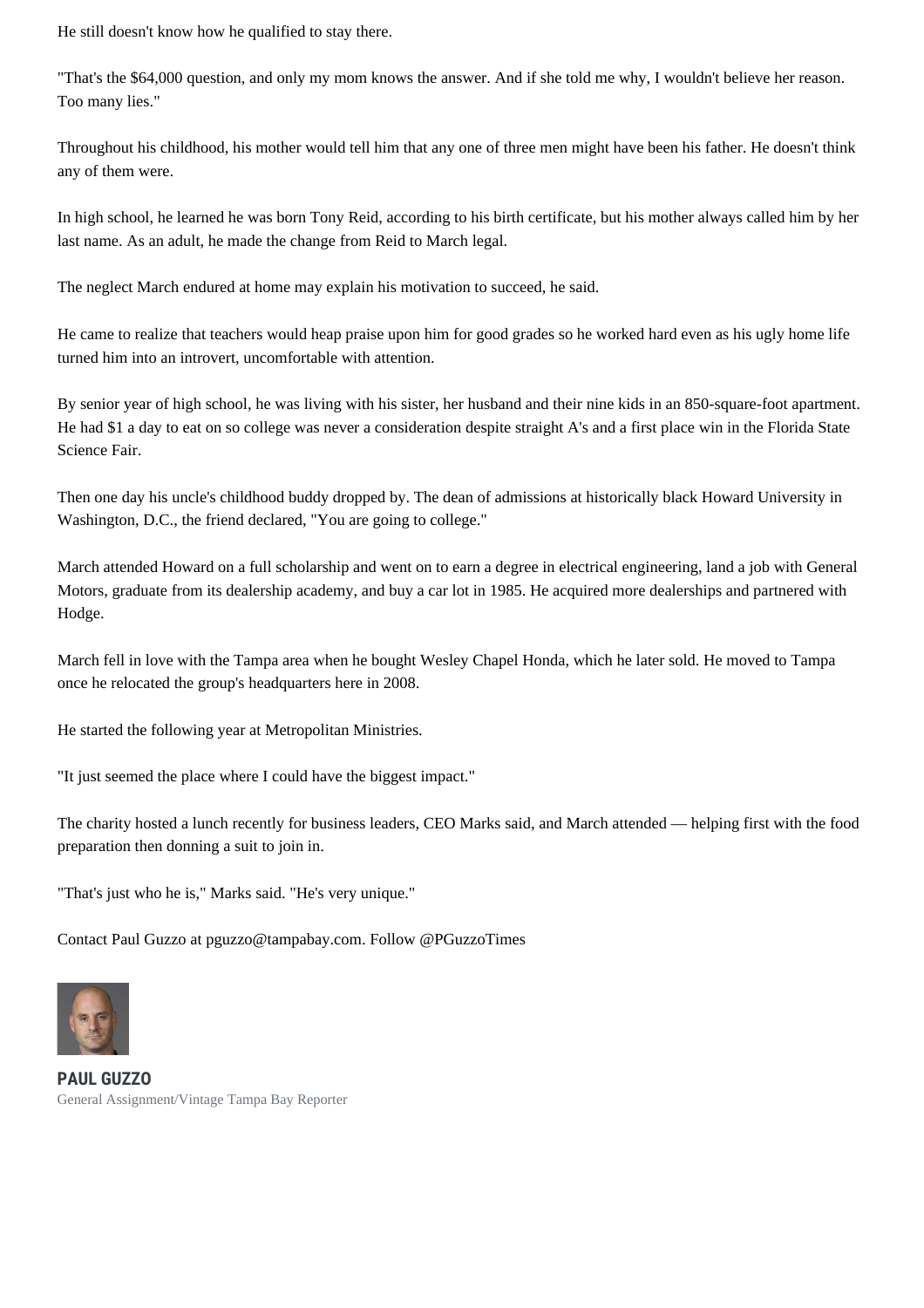He still doesn't know how he qualified to stay there.

"That's the $64,000 question, and only my mom knows the answer. And if she told me why, I wouldn't believe her reason. Too many lies."

Throughout his childhood, his mother would tell him that any one of three men might have been his father. He doesn't think any of them were.

In high school, he learned he was born Tony Reid, according to his birth certificate, but his mother always called him by her last name. As an adult, he made the change from Reid to March legal.

The neglect March endured at home may explain his motivation to succeed, he said.

He came to realize that teachers would heap praise upon him for good grades so he worked hard even as his ugly home life turned him into an introvert, uncomfortable with attention.

By senior year of high school, he was living with his sister, her husband and their nine kids in an 850-square-foot apartment. He had $1 a day to eat on so college was never a consideration despite straight A's and a first place win in the Florida State Science Fair.

Then one day his uncle's childhood buddy dropped by. The dean of admissions at historically black Howard University in Washington, D.C., the friend declared, "You are going to college."

March attended Howard on a full scholarship and went on to earn a degree in electrical engineering, land a job with General Motors, graduate from its dealership academy, and buy a car lot in 1985. He acquired more dealerships and partnered with Hodge.

March fell in love with the Tampa area when he bought Wesley Chapel Honda, which he later sold. He moved to Tampa once he relocated the group's headquarters here in 2008.

He started the following year at Metropolitan Ministries.

"It just seemed the place where I could have the biggest impact."

The charity hosted a lunch recently for business leaders, CEO Marks said, and March attended — helping first with the food preparation then donning a suit to join in.

"That's just who he is," Marks said. "He's very unique."

Contact Paul Guzzo at pguzzo@tampabay.com. Follow @PGuzzoTimes

**PAUL GUZZO**

General Assignment/Vintage Tampa Bay Reporter